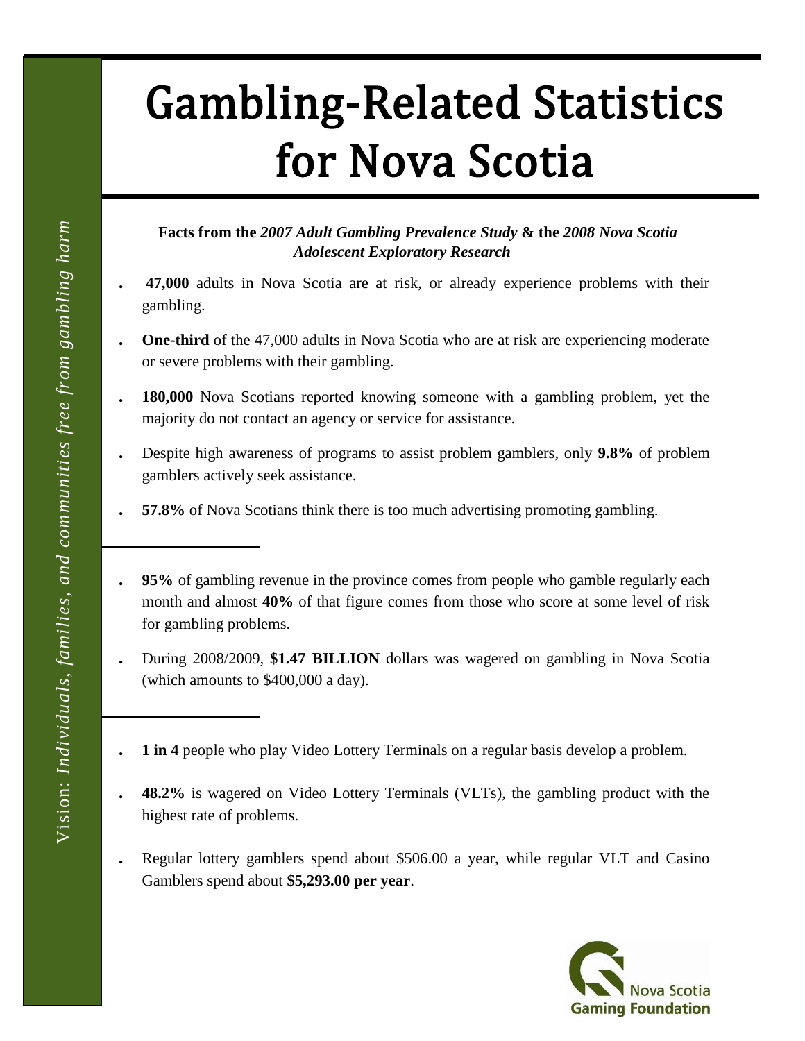Vision: *Individuals, families, and communities free from gambling harm*

# Gambling-Related Statistics for Nova Scotia

**Facts from the *2007 Adult Gambling Prevalence Study* & the *2008 Nova Scotia Adolescent Exploratory Research***

- **47,000** adults in Nova Scotia are at risk, or already experience problems with their gambling.
- **One-third** of the 47,000 adults in Nova Scotia who are at risk are experiencing moderate or severe problems with their gambling.
- **180,000** Nova Scotians reported knowing someone with a gambling problem, yet the majority do not contact an agency or service for assistance.
- Despite high awareness of programs to assist problem gamblers, only **9.8%** of problem gamblers actively seek assistance.
- **57.8%** of Nova Scotians think there is too much advertising promoting gambling.

---

- **95%** of gambling revenue in the province comes from people who gamble regularly each month and almost **40%** of that figure comes from those who score at some level of risk for gambling problems.
- During 2008/2009, **$1.47 BILLION** dollars was wagered on gambling in Nova Scotia (which amounts to $400,000 a day).

---

- **1 in 4** people who play Video Lottery Terminals on a regular basis develop a problem.
- **48.2%** is wagered on Video Lottery Terminals (VLTs), the gambling product with the highest rate of problems.
- Regular lottery gamblers spend about $506.00 a year, while regular VLT and Casino Gamblers spend about **$5,293.00 per year**.

Nova Scotia Gaming Foundation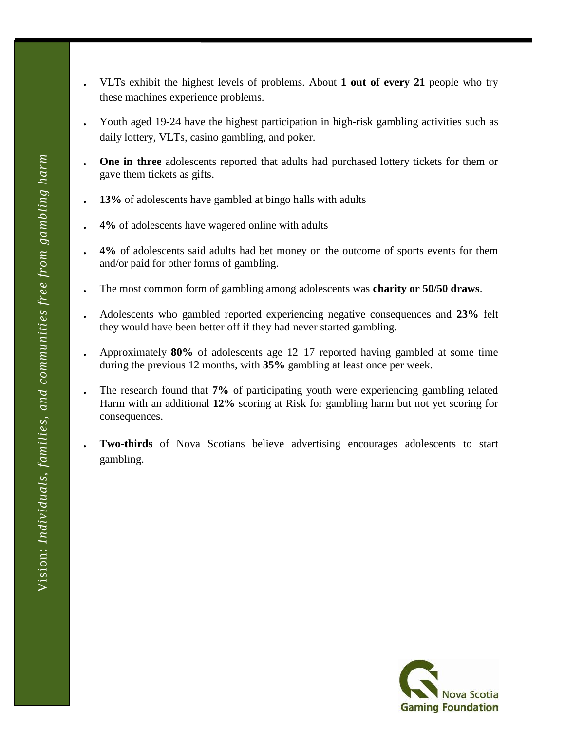- VLTs exhibit the highest levels of problems. About **1 out of every 21** people who try these machines experience problems.
- Youth aged 19-24 have the highest participation in high-risk gambling activities such as daily lottery, VLTs, casino gambling, and poker.
- **One in three** adolescents reported that adults had purchased lottery tickets for them or gave them tickets as gifts.
- **13%** of adolescents have gambled at bingo halls with adults
- **4%** of adolescents have wagered online with adults
- **4%** of adolescents said adults had bet money on the outcome of sports events for them and/or paid for other forms of gambling.
- The most common form of gambling among adolescents was **charity or 50/50 draws**.
- Adolescents who gambled reported experiencing negative consequences and **23%** felt they would have been better off if they had never started gambling.
- Approximately **80%** of adolescents age 12–17 reported having gambled at some time during the previous 12 months, with **35%** gambling at least once per week.
- The research found that **7%** of participating youth were experiencing gambling related Harm with an additional **12%** scoring at Risk for gambling harm but not yet scoring for consequences.
- **Two-thirds** of Nova Scotians believe advertising encourages adolescents to start gambling.

Vision: *Individuals, families, and communities free from gambling harm*

Nova Scotia Gaming Foundation